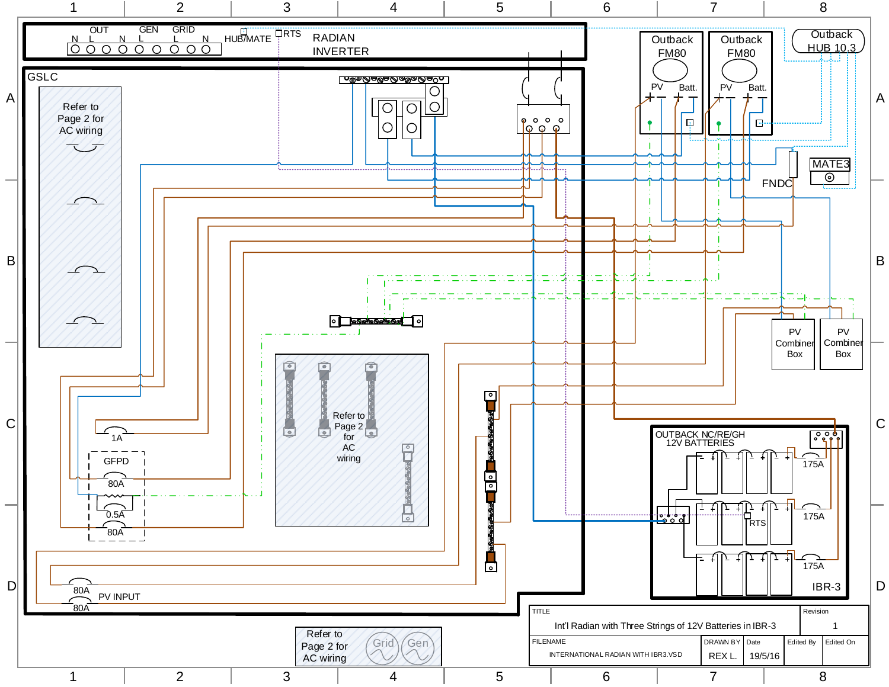RADIAN INVERTER

OUT N L · GEN N L · GRID L N · HUB/MATE · RTS

GSLC

Refer to Page 2 for AC wiring

1A

GFPD

80A

0.5A

80A

Refer to Page 2 for AC wiring

80A

PV INPUT

80A

Outback FM80

PV Batt.

Outback FM80

PV Batt.

Outback HUB 10.3

FNDC

MATE3

PV Combiner Box

PV Combiner Box

OUTBACK NC/RE/GH 12V BATTERIES

175A

175A

RTS

175A

IBR-3

Refer to Page 2 for AC wiring

Grid Gen

| TITLE | | | | Revision |
|---|---|---|---|---|
| Int'l Radian with Three Strings of 12V Batteries in IBR-3 | | | | 1 |
| FILENAME | DRAWN BY | Date | Edited By | Edited On |
| INTERNATIONAL RADIAN WITH IBR3.VSD | REX L. | 19/5/16 | | |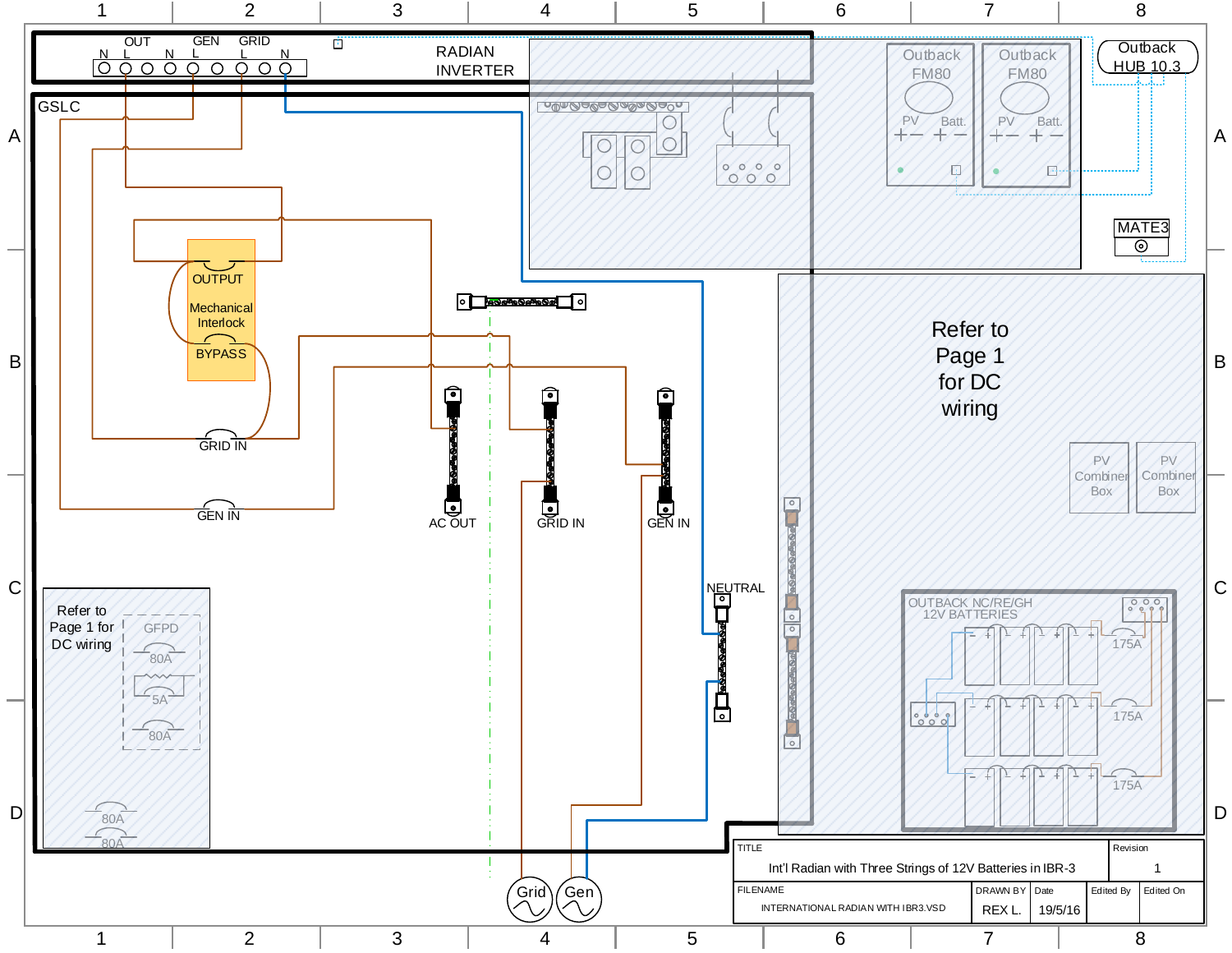RADIAN INVERTER

OUT N L GEN N L GRID L N

GSLC

OUTPUT

Mechanical Interlock

BYPASS

GRID IN

GEN IN

AC OUT

GRID IN

GEN IN

NEUTRAL

Outback FM80

PV + − Batt. + −

Outback FM80

PV + − Batt. + −

Outback HUB 10.3

MATE3

Refer to Page 1 for DC wiring

PV Combiner Box

PV Combiner Box

OUTBACK NC/RE/GH 12V BATTERIES

175A

175A

175A

Refer to Page 1 for DC wiring

GFPD

80A

5A

80A

80A

80A

Grid

Gen

| TITLE | | | Revision | |
|---|---|---|---|---|
| Int'l Radian with Three Strings of 12V Batteries in IBR-3 | | | 1 | |
| FILENAME | DRAWN BY | Date | Edited By | Edited On |
| INTERNATIONAL RADIAN WITH IBR3.VSD | REX L. | 19/5/16 | | |